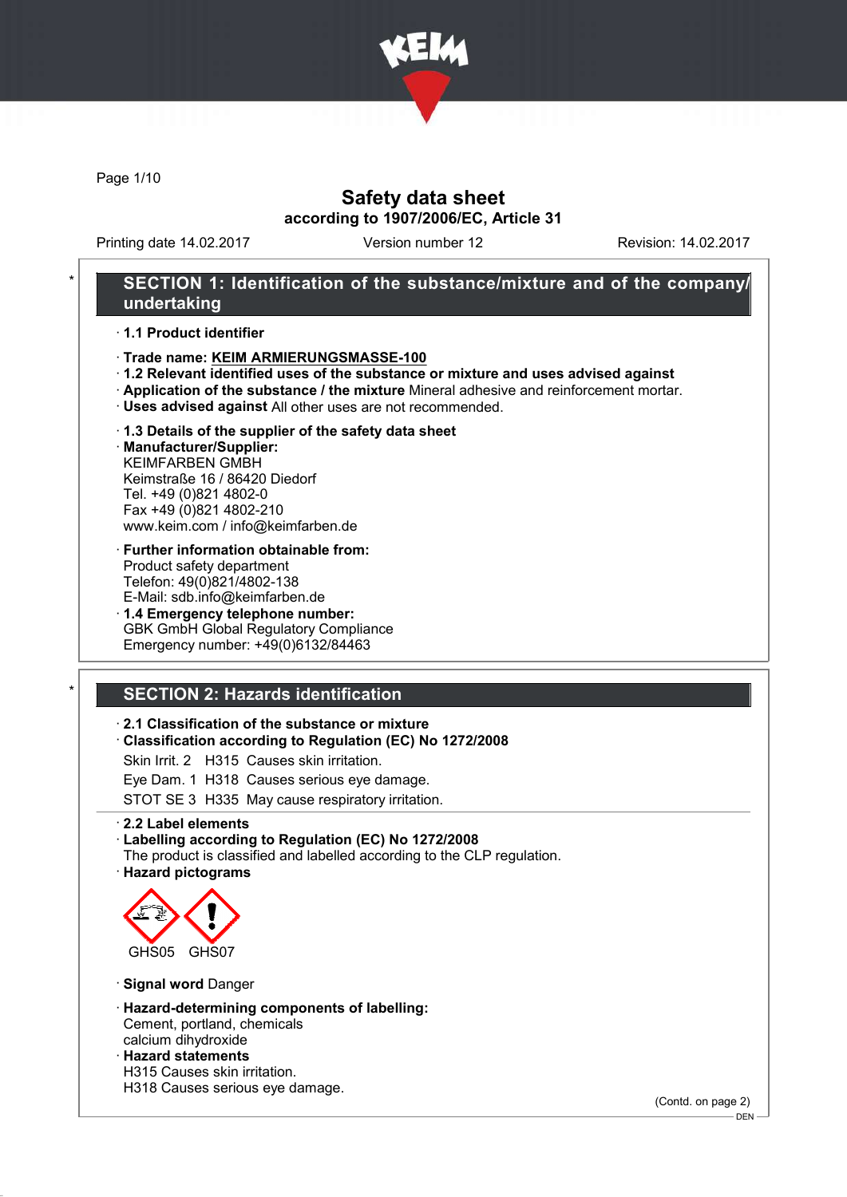# Safety data sheet

**according to 1907/2006/EC, Article 31**

Printing date 14.02.2017    Version number 12    Revision: 14.02.2017

## SECTION 1: Identification of the substance/mixture and of the company/undertaking

· **1.1 Product identifier**

· **Trade name: KEIM ARMIERUNGSMASSE-100**

· **1.2 Relevant identified uses of the substance or mixture and uses advised against**

· **Application of the substance / the mixture** Mineral adhesive and reinforcement mortar.

· **Uses advised against** All other uses are not recommended.

· **1.3 Details of the supplier of the safety data sheet**

· **Manufacturer/Supplier:**
KEIMFARBEN GMBH
Keimstraße 16 / 86420 Diedorf
Tel. +49 (0)821 4802-0
Fax +49 (0)821 4802-210
www.keim.com / info@keimfarben.de

· **Further information obtainable from:**
Product safety department
Telefon: 49(0)821/4802-138
E-Mail: sdb.info@keimfarben.de

· **1.4 Emergency telephone number:**
GBK GmbH Global Regulatory Compliance
Emergency number: +49(0)6132/84463

## SECTION 2: Hazards identification

· **2.1 Classification of the substance or mixture**

· **Classification according to Regulation (EC) No 1272/2008**

Skin Irrit. 2  H315  Causes skin irritation.

Eye Dam. 1  H318  Causes serious eye damage.

STOT SE 3  H335  May cause respiratory irritation.

· **2.2 Label elements**

· **Labelling according to Regulation (EC) No 1272/2008**
The product is classified and labelled according to the CLP regulation.

· **Hazard pictograms**

GHS05 GHS07

· **Signal word** Danger

· **Hazard-determining components of labelling:**
Cement, portland, chemicals
calcium dihydroxide

· **Hazard statements**
H315 Causes skin irritation.
H318 Causes serious eye damage.

(Contd. on page 2)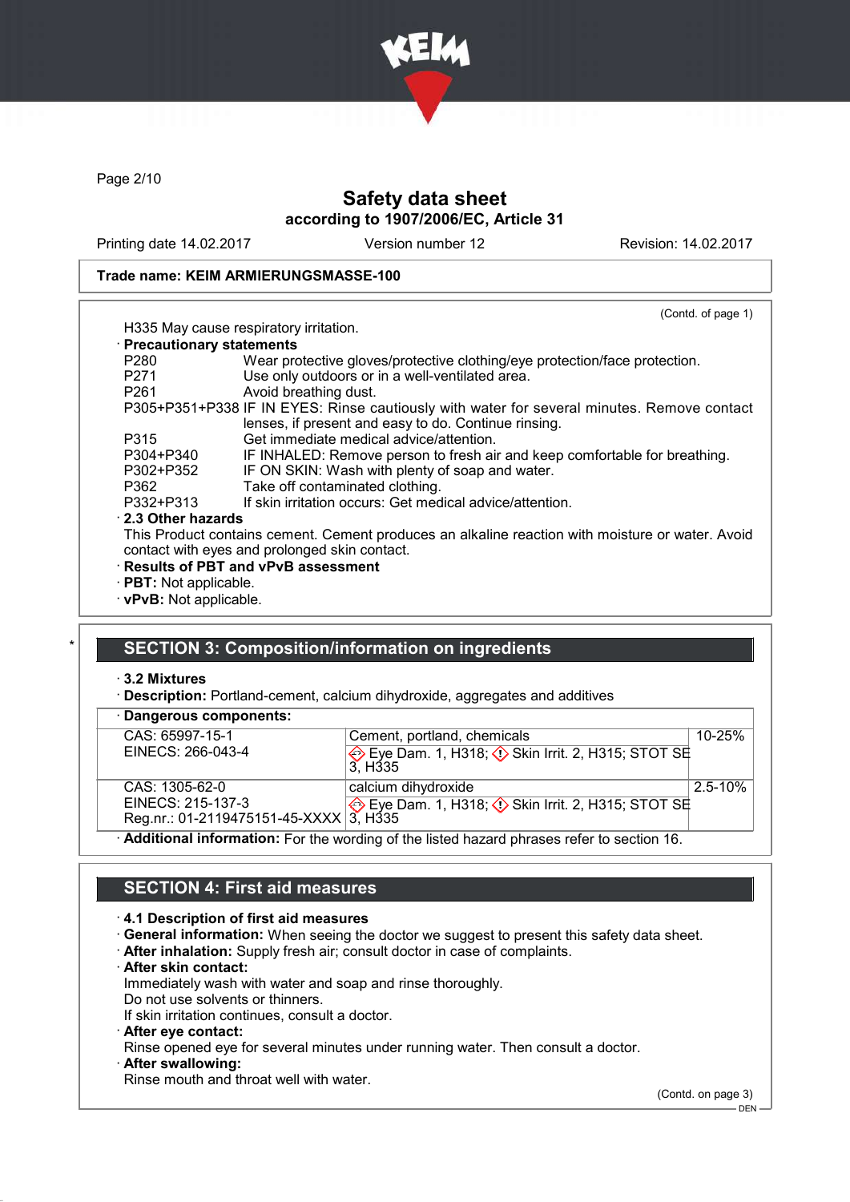Trade name: KEIM ARMIERUNGSMASSE-100

(Contd. of page 1)

H335 May cause respiratory irritation.

· **Precautionary statements**

| | |
|---|---|
| P280 | Wear protective gloves/protective clothing/eye protection/face protection. |
| P271 | Use only outdoors or in a well-ventilated area. |
| P261 | Avoid breathing dust. |
| P305+P351+P338 | IF IN EYES: Rinse cautiously with water for several minutes. Remove contact lenses, if present and easy to do. Continue rinsing. |
| P315 | Get immediate medical advice/attention. |
| P304+P340 | IF INHALED: Remove person to fresh air and keep comfortable for breathing. |
| P302+P352 | IF ON SKIN: Wash with plenty of soap and water. |
| P362 | Take off contaminated clothing. |
| P332+P313 | If skin irritation occurs: Get medical advice/attention. |

· **2.3 Other hazards**

This Product contains cement. Cement produces an alkaline reaction with moisture or water. Avoid contact with eyes and prolonged skin contact.

· **Results of PBT and vPvB assessment**

· **PBT:** Not applicable.

· **vPvB:** Not applicable.

## SECTION 3: Composition/information on ingredients

· **3.2 Mixtures**

· **Description:** Portland-cement, calcium dihydroxide, aggregates and additives

· **Dangerous components:**

| | | |
|---|---|---|
| CAS: 65997-15-1<br>EINECS: 266-043-4 | Cement, portland, chemicals<br>Eye Dam. 1, H318; Skin Irrit. 2, H315; STOT SE 3, H335 | 10-25% |
| CAS: 1305-62-0<br>EINECS: 215-137-3<br>Reg.nr.: 01-2119475151-45-XXXX | calcium dihydroxide<br>Eye Dam. 1, H318; Skin Irrit. 2, H315; STOT SE 3, H335 | 2.5-10% |

· **Additional information:** For the wording of the listed hazard phrases refer to section 16.

## SECTION 4: First aid measures

· **4.1 Description of first aid measures**

· **General information:** When seeing the doctor we suggest to present this safety data sheet.

· **After inhalation:** Supply fresh air; consult doctor in case of complaints.

· **After skin contact:**

Immediately wash with water and soap and rinse thoroughly.

Do not use solvents or thinners.

If skin irritation continues, consult a doctor.

· **After eye contact:**

Rinse opened eye for several minutes under running water. Then consult a doctor.

· **After swallowing:**

Rinse mouth and throat well with water.

(Contd. on page 3)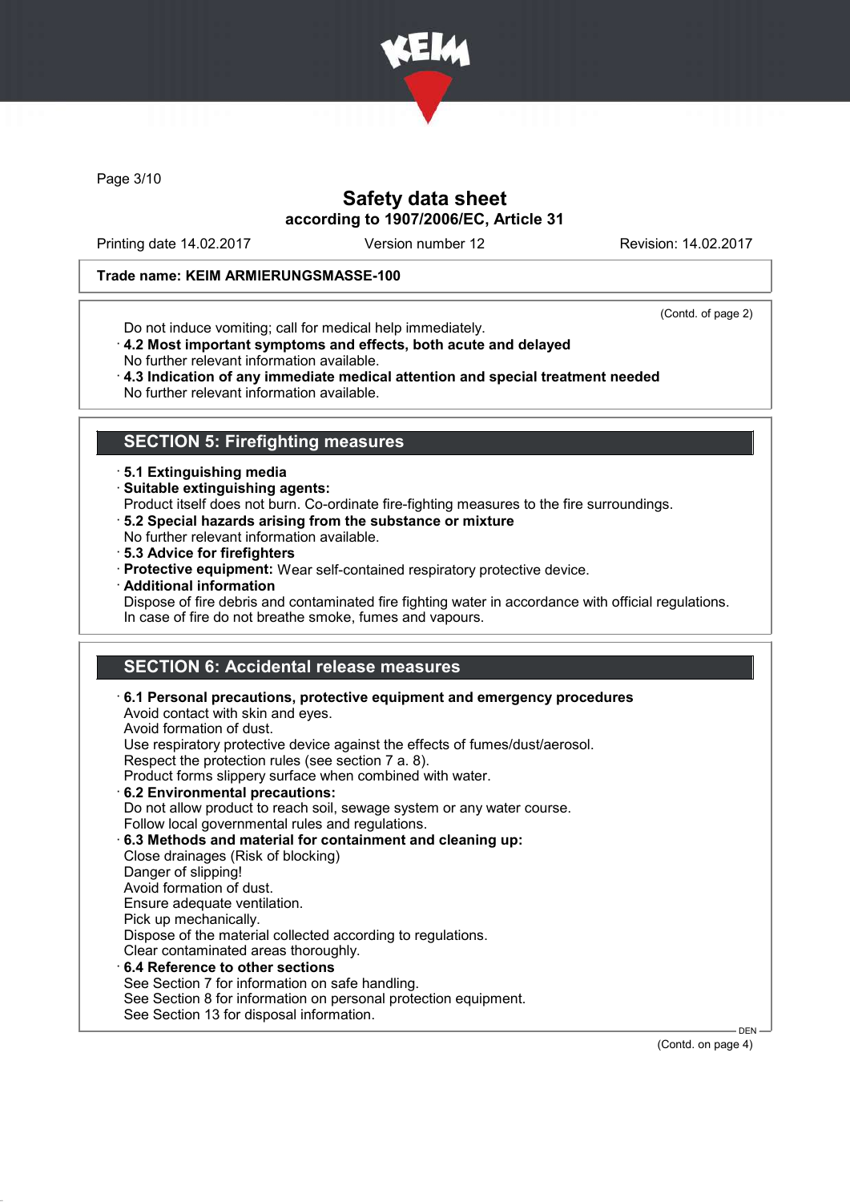**Trade name: KEIM ARMIERUNGSMASSE-100**

(Contd. of page 2)

Do not induce vomiting; call for medical help immediately.

· **4.2 Most important symptoms and effects, both acute and delayed**
No further relevant information available.

· **4.3 Indication of any immediate medical attention and special treatment needed**
No further relevant information available.

## SECTION 5: Firefighting measures

· **5.1 Extinguishing media**

· **Suitable extinguishing agents:**
Product itself does not burn. Co-ordinate fire-fighting measures to the fire surroundings.

· **5.2 Special hazards arising from the substance or mixture**
No further relevant information available.

· **5.3 Advice for firefighters**

· **Protective equipment:** Wear self-contained respiratory protective device.

· **Additional information**
Dispose of fire debris and contaminated fire fighting water in accordance with official regulations.
In case of fire do not breathe smoke, fumes and vapours.

## SECTION 6: Accidental release measures

· **6.1 Personal precautions, protective equipment and emergency procedures**
Avoid contact with skin and eyes.
Avoid formation of dust.
Use respiratory protective device against the effects of fumes/dust/aerosol.
Respect the protection rules (see section 7 a. 8).
Product forms slippery surface when combined with water.

· **6.2 Environmental precautions:**
Do not allow product to reach soil, sewage system or any water course.
Follow local governmental rules and regulations.

· **6.3 Methods and material for containment and cleaning up:**
Close drainages (Risk of blocking)
Danger of slipping!
Avoid formation of dust.
Ensure adequate ventilation.
Pick up mechanically.
Dispose of the material collected according to regulations.
Clear contaminated areas thoroughly.

· **6.4 Reference to other sections**
See Section 7 for information on safe handling.
See Section 8 for information on personal protection equipment.
See Section 13 for disposal information.

(Contd. on page 4)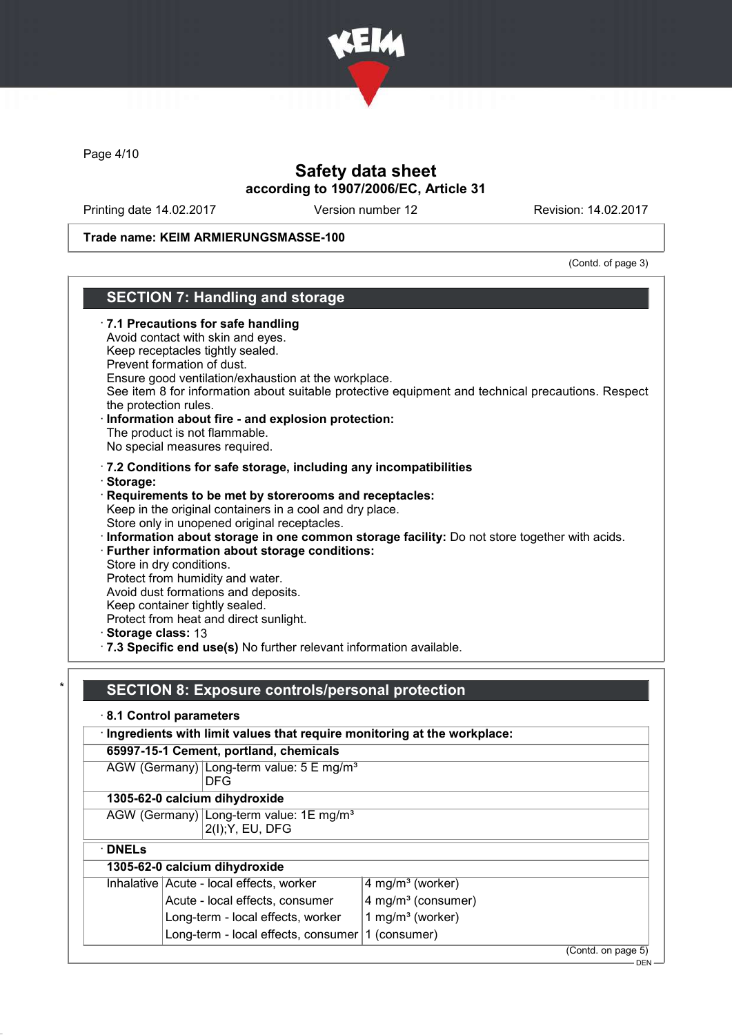Trade name: KEIM ARMIERUNGSMASSE-100

(Contd. of page 3)

## SECTION 7: Handling and storage

· **7.1 Precautions for safe handling**
Avoid contact with skin and eyes.
Keep receptacles tightly sealed.
Prevent formation of dust.
Ensure good ventilation/exhaustion at the workplace.
See item 8 for information about suitable protective equipment and technical precautions. Respect the protection rules.

· **Information about fire - and explosion protection:**
The product is not flammable.
No special measures required.

· **7.2 Conditions for safe storage, including any incompatibilities**

· **Storage:**

· **Requirements to be met by storerooms and receptacles:**
Keep in the original containers in a cool and dry place.
Store only in unopened original receptacles.

· **Information about storage in one common storage facility:** Do not store together with acids.

· **Further information about storage conditions:**
Store in dry conditions.
Protect from humidity and water.
Avoid dust formations and deposits.
Keep container tightly sealed.
Protect from heat and direct sunlight.

· **Storage class:** 13

· **7.3 Specific end use(s)** No further relevant information available.

\* 

## SECTION 8: Exposure controls/personal protection

· **8.1 Control parameters**

· **Ingredients with limit values that require monitoring at the workplace:**

| **65997-15-1 Cement, portland, chemicals** | |
|---|---|
| AGW (Germany) | Long-term value: 5 E mg/m³<br>DFG |
| **1305-62-0 calcium dihydroxide** | |
| AGW (Germany) | Long-term value: 1E mg/m³<br>2(I);Y, EU, DFG |

· **DNELs**

| **1305-62-0 calcium dihydroxide** | | |
|---|---|---|
| Inhalative | Acute - local effects, worker | 4 mg/m³ (worker) |
| | Acute - local effects, consumer | 4 mg/m³ (consumer) |
| | Long-term - local effects, worker | 1 mg/m³ (worker) |
| | Long-term - local effects, consumer | 1 (consumer) |

(Contd. on page 5)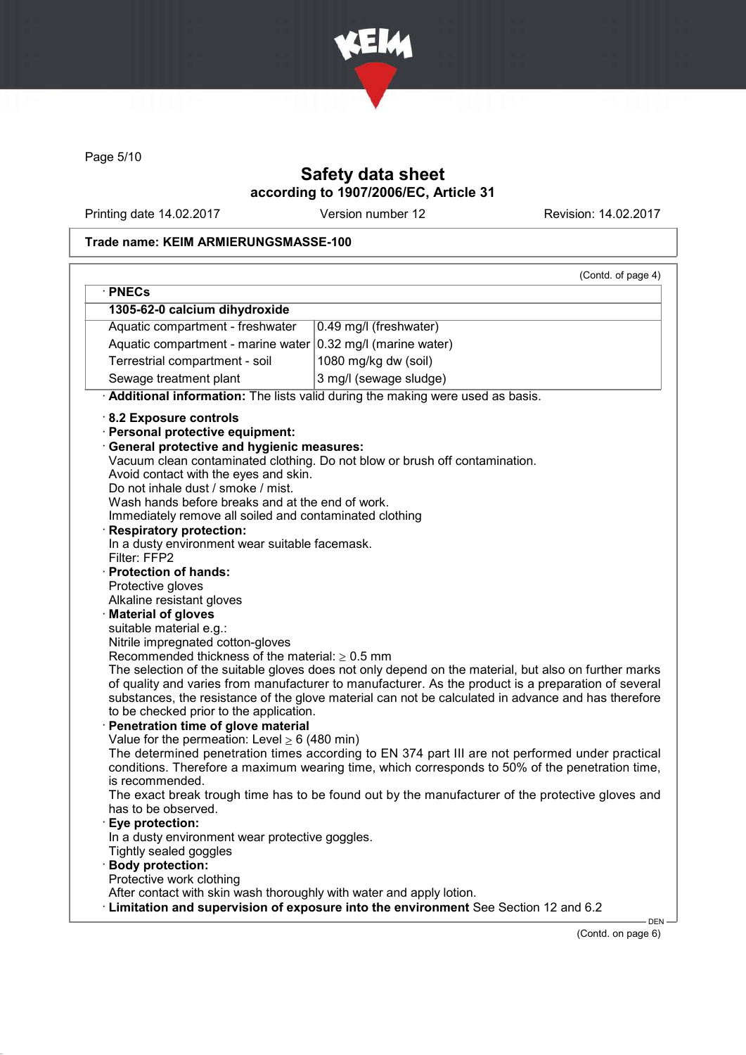# Safety data sheet
## according to 1907/2006/EC, Article 31

Printing date 14.02.2017 Version number 12 Revision: 14.02.2017

**Trade name: KEIM ARMIERUNGSMASSE-100**

(Contd. of page 4)

· **PNECs**

| **1305-62-0 calcium dihydroxide** | |
|---|---|
| Aquatic compartment - freshwater | 0.49 mg/l (freshwater) |
| Aquatic compartment - marine water | 0.32 mg/l (marine water) |
| Terrestrial compartment - soil | 1080 mg/kg dw (soil) |
| Sewage treatment plant | 3 mg/l (sewage sludge) |

· **Additional information:** The lists valid during the making were used as basis.

· **8.2 Exposure controls**

· **Personal protective equipment:**

· **General protective and hygienic measures:**
Vacuum clean contaminated clothing. Do not blow or brush off contamination.
Avoid contact with the eyes and skin.
Do not inhale dust / smoke / mist.
Wash hands before breaks and at the end of work.
Immediately remove all soiled and contaminated clothing

· **Respiratory protection:**
In a dusty environment wear suitable facemask.
Filter: FFP2

· **Protection of hands:**
Protective gloves
Alkaline resistant gloves

· **Material of gloves**
suitable material e.g.:
Nitrile impregnated cotton-gloves
Recommended thickness of the material: ≥ 0.5 mm
The selection of the suitable gloves does not only depend on the material, but also on further marks of quality and varies from manufacturer to manufacturer. As the product is a preparation of several substances, the resistance of the glove material can not be calculated in advance and has therefore to be checked prior to the application.

· **Penetration time of glove material**
Value for the permeation: Level ≥ 6 (480 min)
The determined penetration times according to EN 374 part III are not performed under practical conditions. Therefore a maximum wearing time, which corresponds to 50% of the penetration time, is recommended.
The exact break trough time has to be found out by the manufacturer of the protective gloves and has to be observed.

· **Eye protection:**
In a dusty environment wear protective goggles.
Tightly sealed goggles

· **Body protection:**
Protective work clothing
After contact with skin wash thoroughly with water and apply lotion.

· **Limitation and supervision of exposure into the environment** See Section 12 and 6.2

(Contd. on page 6)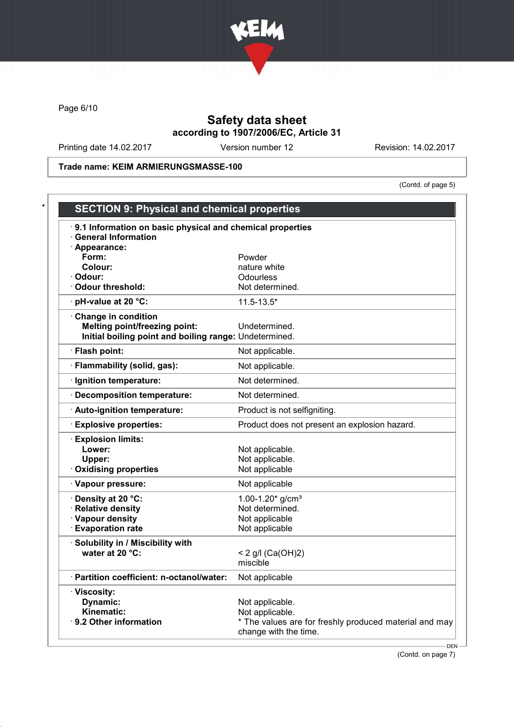Safety data sheet
according to 1907/2006/EC, Article 31

Printing date 14.02.2017 Version number 12 Revision: 14.02.2017

**Trade name: KEIM ARMIERUNGSMASSE-100**

(Contd. of page 5)

## SECTION 9: Physical and chemical properties

**· 9.1 Information on basic physical and chemical properties**

**· General Information**

| Property | Value |
|---|---|
| **· Appearance:** | |
| **Form:** | Powder |
| **Colour:** | nature white |
| **· Odour:** | Odourless |
| **· Odour threshold:** | Not determined. |
| **· pH-value at 20 °C:** | 11.5-13.5* |
| **· Change in condition** | |
| **Melting point/freezing point:** | Undetermined. |
| **Initial boiling point and boiling range:** | Undetermined. |
| **· Flash point:** | Not applicable. |
| **· Flammability (solid, gas):** | Not applicable. |
| **· Ignition temperature:** | Not determined. |
| **· Decomposition temperature:** | Not determined. |
| **· Auto-ignition temperature:** | Product is not selfigniting. |
| **· Explosive properties:** | Product does not present an explosion hazard. |
| **· Explosion limits:** | |
| **Lower:** | Not applicable. |
| **Upper:** | Not applicable. |
| **· Oxidising properties** | Not applicable |
| **· Vapour pressure:** | Not applicable |
| **· Density at 20 °C:** | 1.00-1.20* g/cm³ |
| **· Relative density** | Not determined. |
| **· Vapour density** | Not applicable |
| **· Evaporation rate** | Not applicable |
| **· Solubility in / Miscibility with** | |
| **water at 20 °C:** | < 2 g/l ($Ca(OH)_2$) miscible |
| **· Partition coefficient: n-octanol/water:** | Not applicable |
| **· Viscosity:** | |
| **Dynamic:** | Not applicable. |
| **Kinematic:** | Not applicable. |
| **· 9.2 Other information** | * The values are for freshly produced material and may change with the time. |

(Contd. on page 7)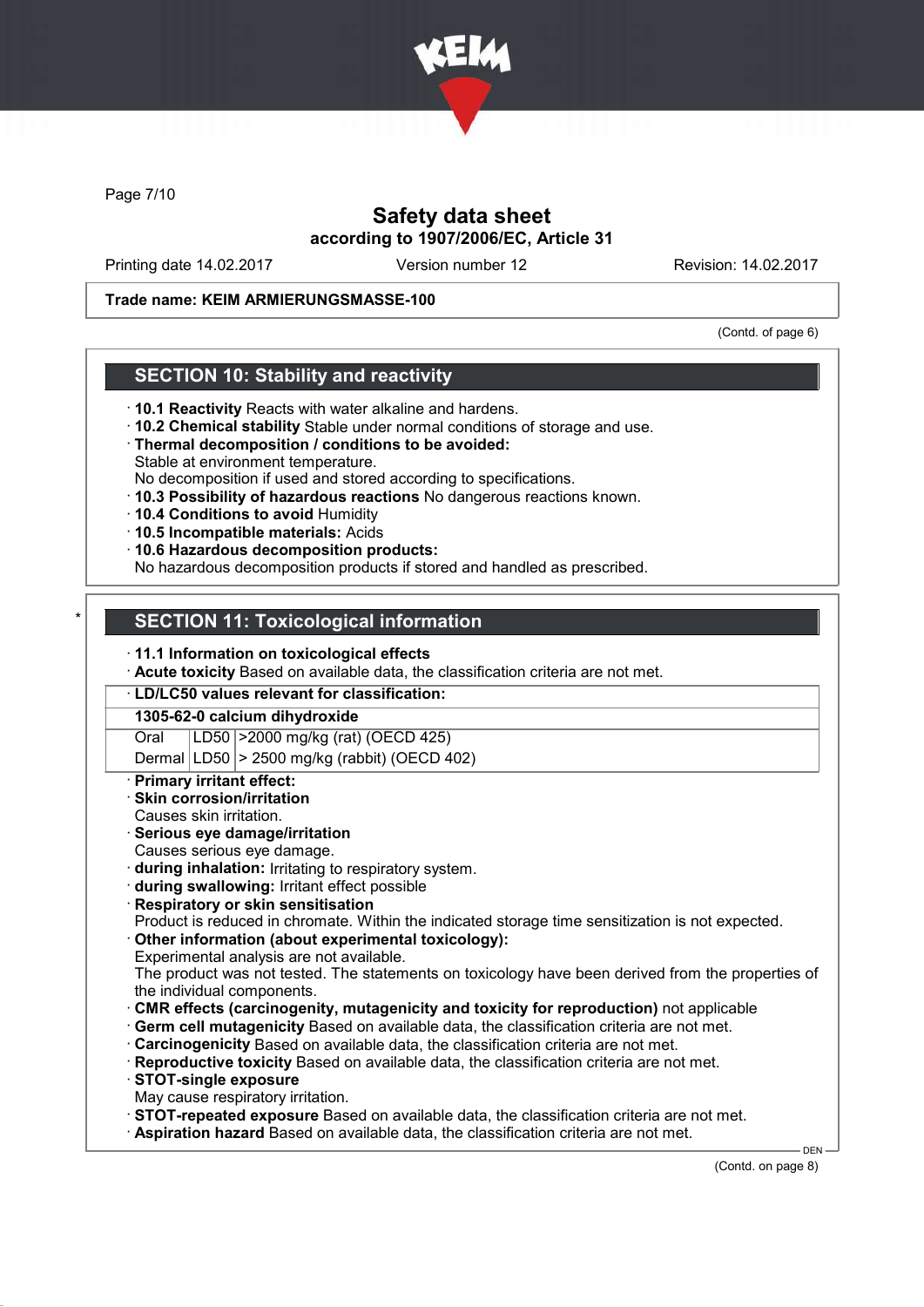## SECTION 10: Stability and reactivity

· **10.1 Reactivity** Reacts with water alkaline and hardens.
· **10.2 Chemical stability** Stable under normal conditions of storage and use.
· **Thermal decomposition / conditions to be avoided:**
Stable at environment temperature.
No decomposition if used and stored according to specifications.
· **10.3 Possibility of hazardous reactions** No dangerous reactions known.
· **10.4 Conditions to avoid** Humidity
· **10.5 Incompatible materials:** Acids
· **10.6 Hazardous decomposition products:**
No hazardous decomposition products if stored and handled as prescribed.

## SECTION 11: Toxicological information

· **11.1 Information on toxicological effects**
· **Acute toxicity** Based on available data, the classification criteria are not met.

| · LD/LC50 values relevant for classification: | | |
|---|---|---|
| **1305-62-0 calcium dihydroxide** | | |
| Oral | LD50 | >2000 mg/kg (rat) (OECD 425) |
| Dermal | LD50 | > 2500 mg/kg (rabbit) (OECD 402) |

· **Primary irritant effect:**
· **Skin corrosion/irritation**
Causes skin irritation.
· **Serious eye damage/irritation**
Causes serious eye damage.
· **during inhalation:** Irritating to respiratory system.
· **during swallowing:** Irritant effect possible
· **Respiratory or skin sensitisation**
Product is reduced in chromate. Within the indicated storage time sensitization is not expected.
· **Other information (about experimental toxicology):**
Experimental analysis are not available.
The product was not tested. The statements on toxicology have been derived from the properties of the individual components.
· **CMR effects (carcinogenity, mutagenicity and toxicity for reproduction)** not applicable
· **Germ cell mutagenicity** Based on available data, the classification criteria are not met.
· **Carcinogenicity** Based on available data, the classification criteria are not met.
· **Reproductive toxicity** Based on available data, the classification criteria are not met.
· **STOT-single exposure**
May cause respiratory irritation.
· **STOT-repeated exposure** Based on available data, the classification criteria are not met.
· **Aspiration hazard** Based on available data, the classification criteria are not met.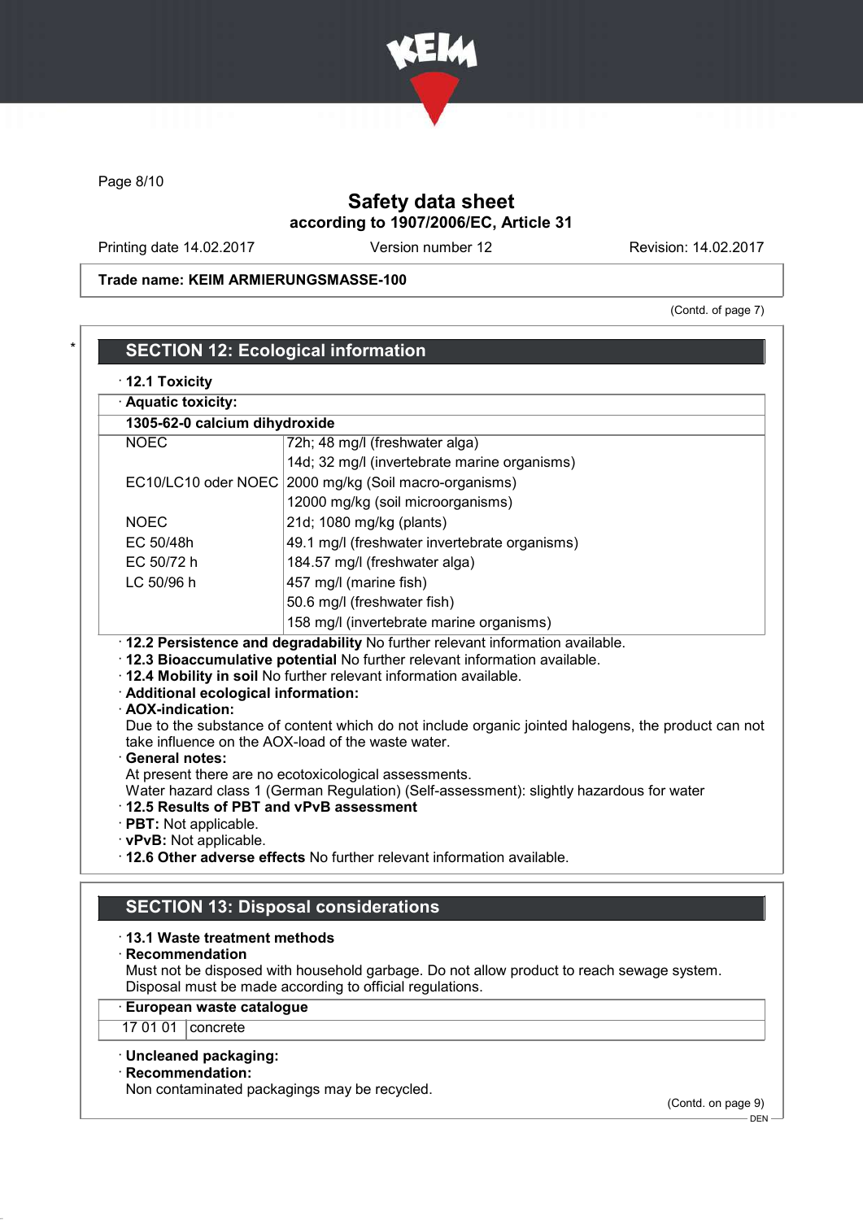Trade name: KEIM ARMIERUNGSMASSE-100

(Contd. of page 7)

## SECTION 12: Ecological information

· **12.1 Toxicity**

| · **Aquatic toxicity:** | |
|---|---|
| **1305-62-0 calcium dihydroxide** | |
| NOEC | 72h; 48 mg/l (freshwater alga) |
| | 14d; 32 mg/l (invertebrate marine organisms) |
| EC10/LC10 oder NOEC | 2000 mg/kg (Soil macro-organisms) |
| | 12000 mg/kg (soil microorganisms) |
| NOEC | 21d; 1080 mg/kg (plants) |
| EC 50/48h | 49.1 mg/l (freshwater invertebrate organisms) |
| EC 50/72 h | 184.57 mg/l (freshwater alga) |
| LC 50/96 h | 457 mg/l (marine fish) |
| | 50.6 mg/l (freshwater fish) |
| | 158 mg/l (invertebrate marine organisms) |

· **12.2 Persistence and degradability** No further relevant information available.
· **12.3 Bioaccumulative potential** No further relevant information available.
· **12.4 Mobility in soil** No further relevant information available.
· **Additional ecological information:**
· **AOX-indication:**
Due to the substance of content which do not include organic jointed halogens, the product can not take influence on the AOX-load of the waste water.
· **General notes:**
At present there are no ecotoxicological assessments.
Water hazard class 1 (German Regulation) (Self-assessment): slightly hazardous for water
· **12.5 Results of PBT and vPvB assessment**
· **PBT:** Not applicable.
· **vPvB:** Not applicable.
· **12.6 Other adverse effects** No further relevant information available.

## SECTION 13: Disposal considerations

· **13.1 Waste treatment methods**
· **Recommendation**
Must not be disposed with household garbage. Do not allow product to reach sewage system.
Disposal must be made according to official regulations.

| · **European waste catalogue** | |
|---|---|
| 17 01 01 | concrete |

· **Uncleaned packaging:**
· **Recommendation:**
Non contaminated packagings may be recycled.

(Contd. on page 9)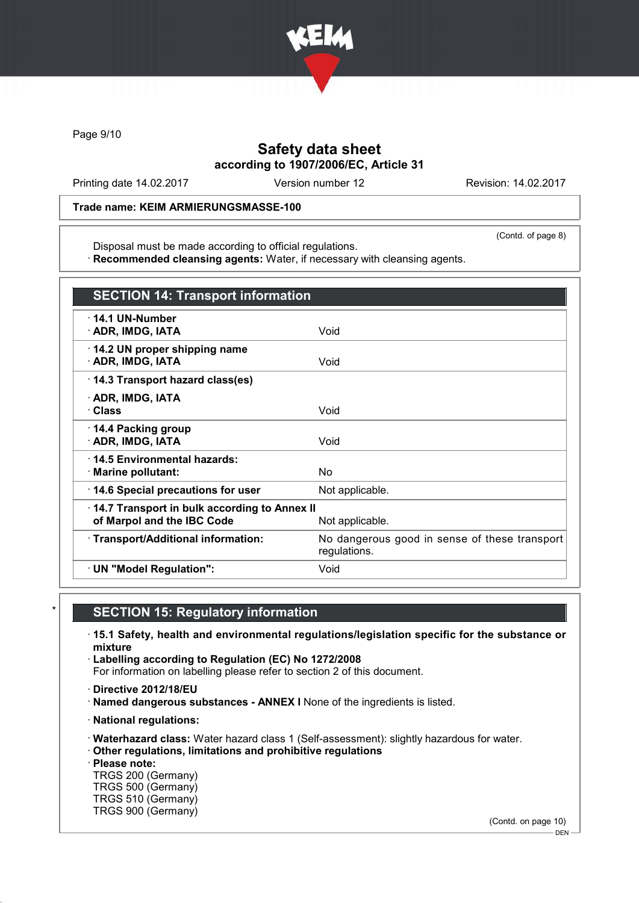Trade name: KEIM ARMIERUNGSMASSE-100

(Contd. of page 8)

Disposal must be made according to official regulations.
· **Recommended cleansing agents:** Water, if necessary with cleansing agents.

## SECTION 14: Transport information

| | |
|---|---|
| · **14.1 UN-Number** · **ADR, IMDG, IATA** | Void |
| · **14.2 UN proper shipping name** · **ADR, IMDG, IATA** | Void |
| · **14.3 Transport hazard class(es)** · **ADR, IMDG, IATA** · **Class** | Void |
| · **14.4 Packing group** · **ADR, IMDG, IATA** | Void |
| · **14.5 Environmental hazards:** · **Marine pollutant:** | No |
| · **14.6 Special precautions for user** | Not applicable. |
| · **14.7 Transport in bulk according to Annex II of Marpol and the IBC Code** | Not applicable. |
| · **Transport/Additional information:** | No dangerous good in sense of these transport regulations. |
| · **UN "Model Regulation":** | Void |

## * SECTION 15: Regulatory information

· **15.1 Safety, health and environmental regulations/legislation specific for the substance or mixture**
· **Labelling according to Regulation (EC) No 1272/2008**
For information on labelling please refer to section 2 of this document.

· **Directive 2012/18/EU**
· **Named dangerous substances - ANNEX I** None of the ingredients is listed.

· **National regulations:**

· **Waterhazard class:** Water hazard class 1 (Self-assessment): slightly hazardous for water.
· **Other regulations, limitations and prohibitive regulations**
· **Please note:**
TRGS 200 (Germany)
TRGS 500 (Germany)
TRGS 510 (Germany)
TRGS 900 (Germany)

(Contd. on page 10)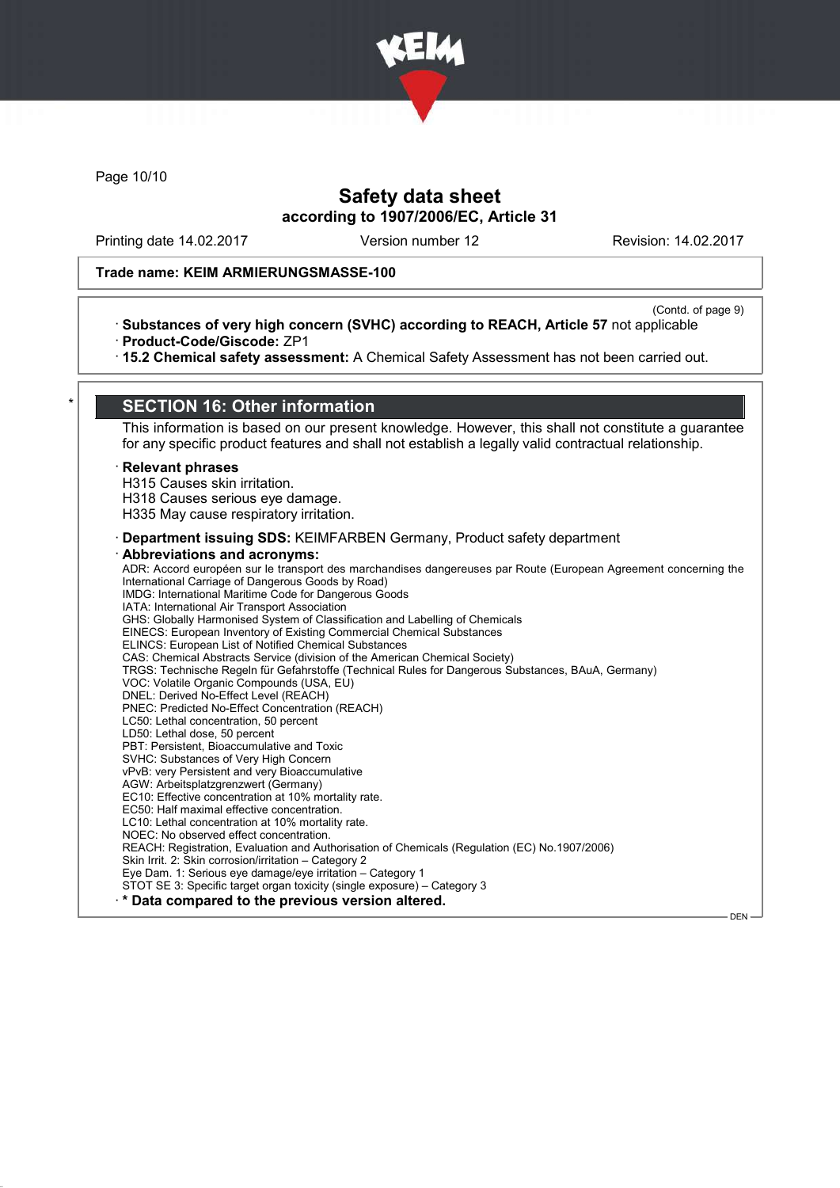Trade name: KEIM ARMIERUNGSMASSE-100

(Contd. of page 9)

· **Substances of very high concern (SVHC) according to REACH, Article 57** not applicable
· **Product-Code/Giscode:** ZP1
· **15.2 Chemical safety assessment:** A Chemical Safety Assessment has not been carried out.

## * SECTION 16: Other information

This information is based on our present knowledge. However, this shall not constitute a guarantee for any specific product features and shall not establish a legally valid contractual relationship.

· **Relevant phrases**
H315 Causes skin irritation.
H318 Causes serious eye damage.
H335 May cause respiratory irritation.

· **Department issuing SDS:** KEIMFARBEN Germany, Product safety department
· **Abbreviations and acronyms:**
ADR: Accord européen sur le transport des marchandises dangereuses par Route (European Agreement concerning the International Carriage of Dangerous Goods by Road)
IMDG: International Maritime Code for Dangerous Goods
IATA: International Air Transport Association
GHS: Globally Harmonised System of Classification and Labelling of Chemicals
EINECS: European Inventory of Existing Commercial Chemical Substances
ELINCS: European List of Notified Chemical Substances
CAS: Chemical Abstracts Service (division of the American Chemical Society)
TRGS: Technische Regeln für Gefahrstoffe (Technical Rules for Dangerous Substances, BAuA, Germany)
VOC: Volatile Organic Compounds (USA, EU)
DNEL: Derived No-Effect Level (REACH)
PNEC: Predicted No-Effect Concentration (REACH)
LC50: Lethal concentration, 50 percent
LD50: Lethal dose, 50 percent
PBT: Persistent, Bioaccumulative and Toxic
SVHC: Substances of Very High Concern
vPvB: very Persistent and very Bioaccumulative
AGW: Arbeitsplatzgrenzwert (Germany)
EC10: Effective concentration at 10% mortality rate.
EC50: Half maximal effective concentration.
LC10: Lethal concentration at 10% mortality rate.
NOEC: No observed effect concentration.
REACH: Registration, Evaluation and Authorisation of Chemicals (Regulation (EC) No.1907/2006)
Skin Irrit. 2: Skin corrosion/irritation – Category 2
Eye Dam. 1: Serious eye damage/eye irritation – Category 1
STOT SE 3: Specific target organ toxicity (single exposure) – Category 3
· **\* Data compared to the previous version altered.**

DEN